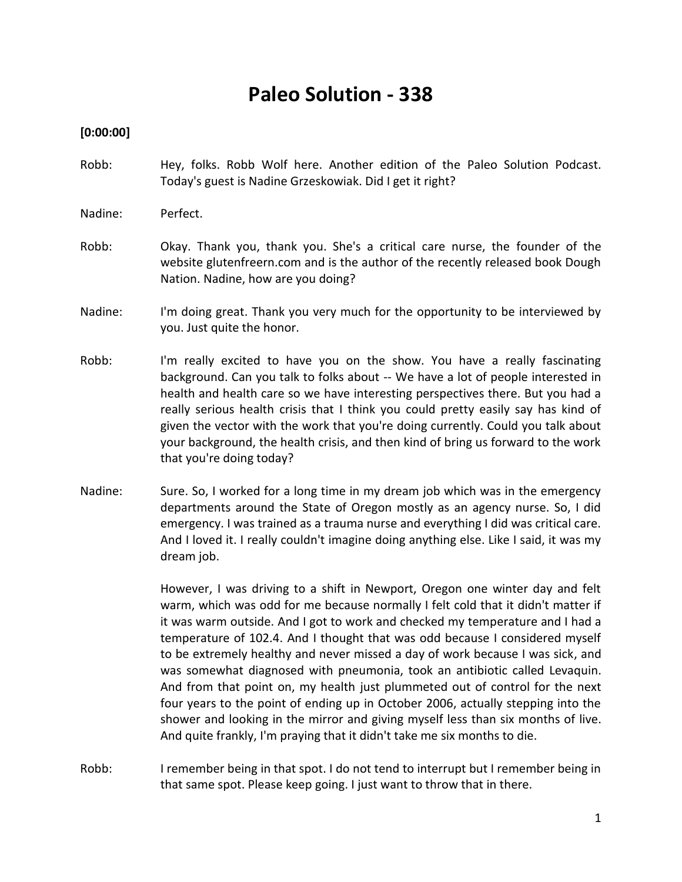# Paleo Solution - 338

**[0:00:00]**

Robb: Hey, folks. Robb Wolf here. Another edition of the Paleo Solution Podcast. Today's guest is Nadine Grzeskowiak. Did I get it right?

Nadine: Perfect.

Robb: Okay. Thank you, thank you. She's a critical care nurse, the founder of the website glutenfreern.com and is the author of the recently released book Dough Nation. Nadine, how are you doing?

Nadine: I'm doing great. Thank you very much for the opportunity to be interviewed by you. Just quite the honor.

Robb: I'm really excited to have you on the show. You have a really fascinating background. Can you talk to folks about -- We have a lot of people interested in health and health care so we have interesting perspectives there. But you had a really serious health crisis that I think you could pretty easily say has kind of given the vector with the work that you're doing currently. Could you talk about your background, the health crisis, and then kind of bring us forward to the work that you're doing today?

Nadine: Sure. So, I worked for a long time in my dream job which was in the emergency departments around the State of Oregon mostly as an agency nurse. So, I did emergency. I was trained as a trauma nurse and everything I did was critical care. And I loved it. I really couldn't imagine doing anything else. Like I said, it was my dream job.

However, I was driving to a shift in Newport, Oregon one winter day and felt warm, which was odd for me because normally I felt cold that it didn't matter if it was warm outside. And I got to work and checked my temperature and I had a temperature of 102.4. And I thought that was odd because I considered myself to be extremely healthy and never missed a day of work because I was sick, and was somewhat diagnosed with pneumonia, took an antibiotic called Levaquin. And from that point on, my health just plummeted out of control for the next four years to the point of ending up in October 2006, actually stepping into the shower and looking in the mirror and giving myself less than six months of live. And quite frankly, I'm praying that it didn't take me six months to die.

Robb: I remember being in that spot. I do not tend to interrupt but I remember being in that same spot. Please keep going. I just want to throw that in there.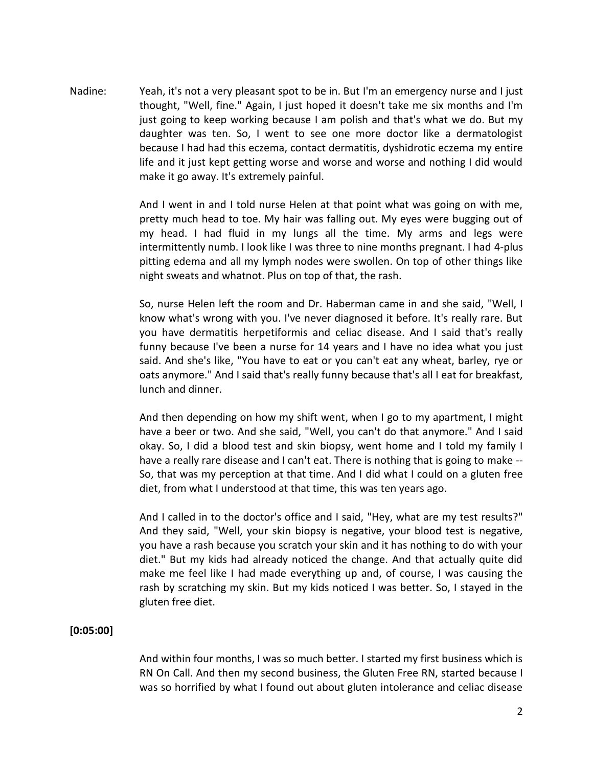Nadine: Yeah, it's not a very pleasant spot to be in. But I'm an emergency nurse and I just thought, "Well, fine." Again, I just hoped it doesn't take me six months and I'm just going to keep working because I am polish and that's what we do. But my daughter was ten. So, I went to see one more doctor like a dermatologist because I had had this eczema, contact dermatitis, dyshidrotic eczema my entire life and it just kept getting worse and worse and worse and nothing I did would make it go away. It's extremely painful.

And I went in and I told nurse Helen at that point what was going on with me, pretty much head to toe. My hair was falling out. My eyes were bugging out of my head. I had fluid in my lungs all the time. My arms and legs were intermittently numb. I look like I was three to nine months pregnant. I had 4-plus pitting edema and all my lymph nodes were swollen. On top of other things like night sweats and whatnot. Plus on top of that, the rash.

So, nurse Helen left the room and Dr. Haberman came in and she said, "Well, I know what's wrong with you. I've never diagnosed it before. It's really rare. But you have dermatitis herpetiformis and celiac disease. And I said that's really funny because I've been a nurse for 14 years and I have no idea what you just said. And she's like, "You have to eat or you can't eat any wheat, barley, rye or oats anymore." And I said that's really funny because that's all I eat for breakfast, lunch and dinner.

And then depending on how my shift went, when I go to my apartment, I might have a beer or two. And she said, "Well, you can't do that anymore." And I said okay. So, I did a blood test and skin biopsy, went home and I told my family I have a really rare disease and I can't eat. There is nothing that is going to make -- So, that was my perception at that time. And I did what I could on a gluten free diet, from what I understood at that time, this was ten years ago.

And I called in to the doctor's office and I said, "Hey, what are my test results?" And they said, "Well, your skin biopsy is negative, your blood test is negative, you have a rash because you scratch your skin and it has nothing to do with your diet." But my kids had already noticed the change. And that actually quite did make me feel like I had made everything up and, of course, I was causing the rash by scratching my skin. But my kids noticed I was better. So, I stayed in the gluten free diet.

**[0:05:00]**

And within four months, I was so much better. I started my first business which is RN On Call. And then my second business, the Gluten Free RN, started because I was so horrified by what I found out about gluten intolerance and celiac disease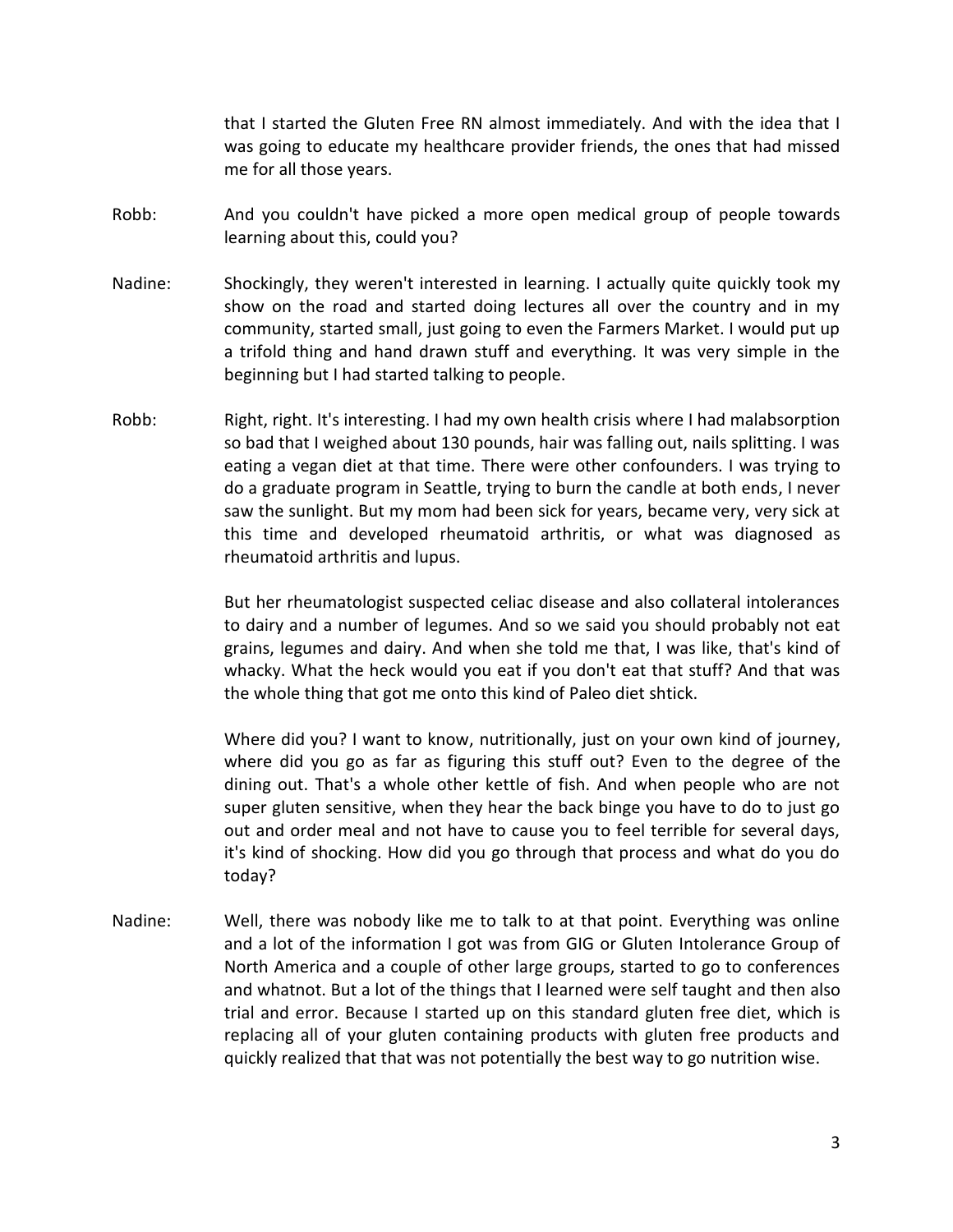that I started the Gluten Free RN almost immediately. And with the idea that I was going to educate my healthcare provider friends, the ones that had missed me for all those years.

Robb: And you couldn't have picked a more open medical group of people towards learning about this, could you?

Nadine: Shockingly, they weren't interested in learning. I actually quite quickly took my show on the road and started doing lectures all over the country and in my community, started small, just going to even the Farmers Market. I would put up a trifold thing and hand drawn stuff and everything. It was very simple in the beginning but I had started talking to people.

Robb: Right, right. It's interesting. I had my own health crisis where I had malabsorption so bad that I weighed about 130 pounds, hair was falling out, nails splitting. I was eating a vegan diet at that time. There were other confounders. I was trying to do a graduate program in Seattle, trying to burn the candle at both ends, I never saw the sunlight. But my mom had been sick for years, became very, very sick at this time and developed rheumatoid arthritis, or what was diagnosed as rheumatoid arthritis and lupus.

But her rheumatologist suspected celiac disease and also collateral intolerances to dairy and a number of legumes. And so we said you should probably not eat grains, legumes and dairy. And when she told me that, I was like, that's kind of whacky. What the heck would you eat if you don't eat that stuff? And that was the whole thing that got me onto this kind of Paleo diet shtick.

Where did you? I want to know, nutritionally, just on your own kind of journey, where did you go as far as figuring this stuff out? Even to the degree of the dining out. That's a whole other kettle of fish. And when people who are not super gluten sensitive, when they hear the back binge you have to do to just go out and order meal and not have to cause you to feel terrible for several days, it's kind of shocking. How did you go through that process and what do you do today?

Nadine: Well, there was nobody like me to talk to at that point. Everything was online and a lot of the information I got was from GIG or Gluten Intolerance Group of North America and a couple of other large groups, started to go to conferences and whatnot. But a lot of the things that I learned were self taught and then also trial and error. Because I started up on this standard gluten free diet, which is replacing all of your gluten containing products with gluten free products and quickly realized that that was not potentially the best way to go nutrition wise.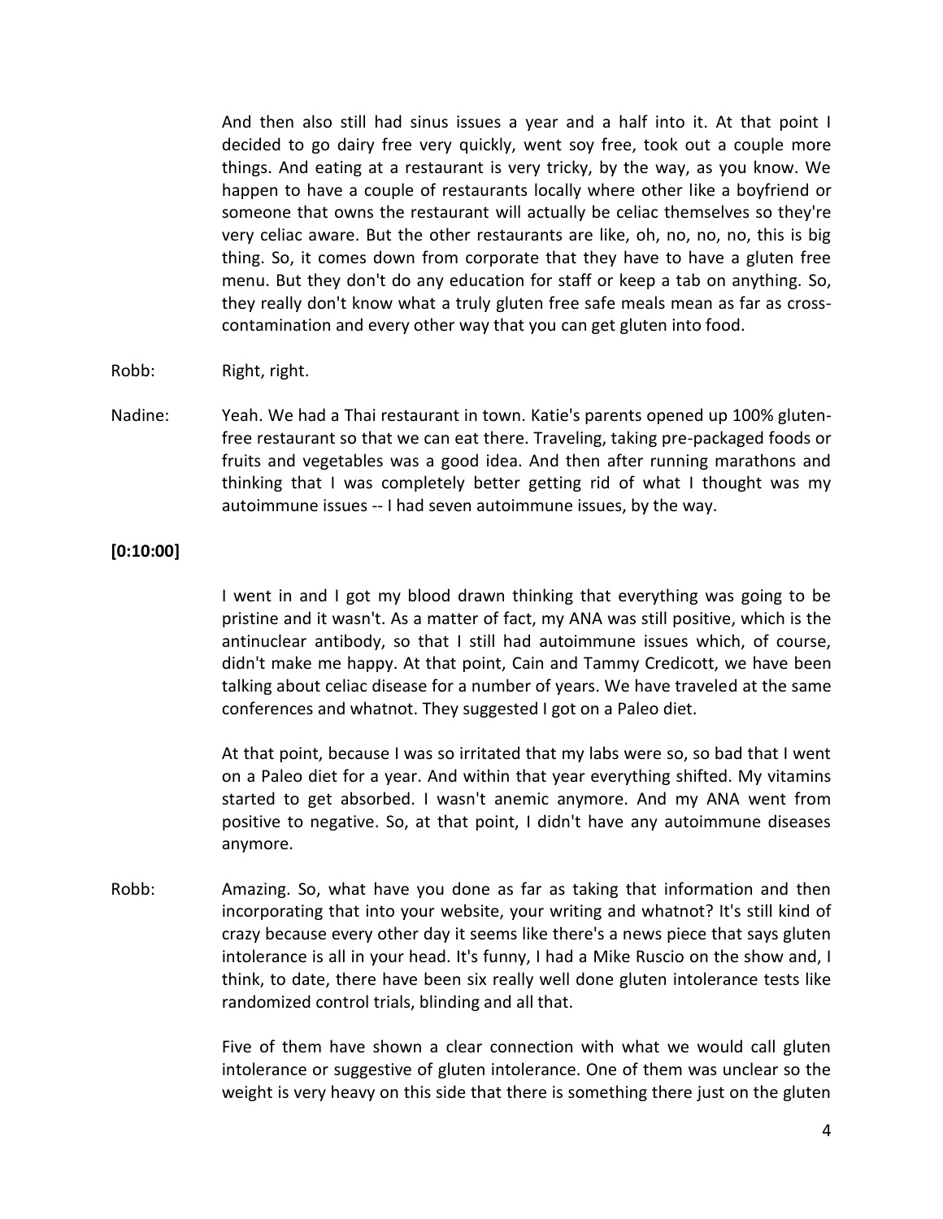And then also still had sinus issues a year and a half into it. At that point I decided to go dairy free very quickly, went soy free, took out a couple more things. And eating at a restaurant is very tricky, by the way, as you know. We happen to have a couple of restaurants locally where other like a boyfriend or someone that owns the restaurant will actually be celiac themselves so they're very celiac aware. But the other restaurants are like, oh, no, no, no, this is big thing. So, it comes down from corporate that they have to have a gluten free menu. But they don't do any education for staff or keep a tab on anything. So, they really don't know what a truly gluten free safe meals mean as far as cross-contamination and every other way that you can get gluten into food.

Robb: Right, right.

Nadine: Yeah. We had a Thai restaurant in town. Katie's parents opened up 100% gluten-free restaurant so that we can eat there. Traveling, taking pre-packaged foods or fruits and vegetables was a good idea. And then after running marathons and thinking that I was completely better getting rid of what I thought was my autoimmune issues -- I had seven autoimmune issues, by the way.

**[0:10:00]**

I went in and I got my blood drawn thinking that everything was going to be pristine and it wasn't. As a matter of fact, my ANA was still positive, which is the antinuclear antibody, so that I still had autoimmune issues which, of course, didn't make me happy. At that point, Cain and Tammy Credicott, we have been talking about celiac disease for a number of years. We have traveled at the same conferences and whatnot. They suggested I got on a Paleo diet.

At that point, because I was so irritated that my labs were so, so bad that I went on a Paleo diet for a year. And within that year everything shifted. My vitamins started to get absorbed. I wasn't anemic anymore. And my ANA went from positive to negative. So, at that point, I didn't have any autoimmune diseases anymore.

Robb: Amazing. So, what have you done as far as taking that information and then incorporating that into your website, your writing and whatnot? It's still kind of crazy because every other day it seems like there's a news piece that says gluten intolerance is all in your head. It's funny, I had a Mike Ruscio on the show and, I think, to date, there have been six really well done gluten intolerance tests like randomized control trials, blinding and all that.

Five of them have shown a clear connection with what we would call gluten intolerance or suggestive of gluten intolerance. One of them was unclear so the weight is very heavy on this side that there is something there just on the gluten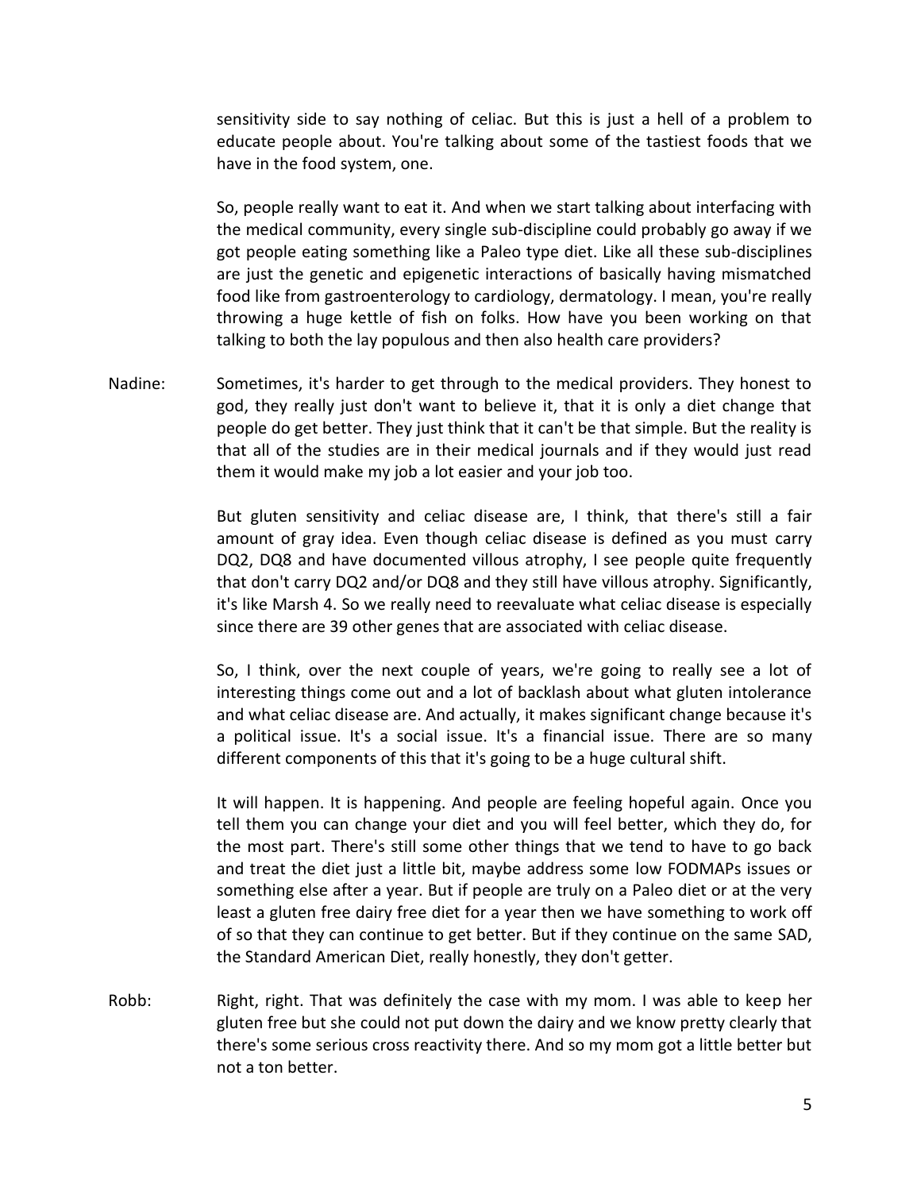sensitivity side to say nothing of celiac. But this is just a hell of a problem to educate people about. You're talking about some of the tastiest foods that we have in the food system, one.

So, people really want to eat it. And when we start talking about interfacing with the medical community, every single sub-discipline could probably go away if we got people eating something like a Paleo type diet. Like all these sub-disciplines are just the genetic and epigenetic interactions of basically having mismatched food like from gastroenterology to cardiology, dermatology. I mean, you're really throwing a huge kettle of fish on folks. How have you been working on that talking to both the lay populous and then also health care providers?

Nadine: Sometimes, it's harder to get through to the medical providers. They honest to god, they really just don't want to believe it, that it is only a diet change that people do get better. They just think that it can't be that simple. But the reality is that all of the studies are in their medical journals and if they would just read them it would make my job a lot easier and your job too.

But gluten sensitivity and celiac disease are, I think, that there's still a fair amount of gray idea. Even though celiac disease is defined as you must carry DQ2, DQ8 and have documented villous atrophy, I see people quite frequently that don't carry DQ2 and/or DQ8 and they still have villous atrophy. Significantly, it's like Marsh 4. So we really need to reevaluate what celiac disease is especially since there are 39 other genes that are associated with celiac disease.

So, I think, over the next couple of years, we're going to really see a lot of interesting things come out and a lot of backlash about what gluten intolerance and what celiac disease are. And actually, it makes significant change because it's a political issue. It's a social issue. It's a financial issue. There are so many different components of this that it's going to be a huge cultural shift.

It will happen. It is happening. And people are feeling hopeful again. Once you tell them you can change your diet and you will feel better, which they do, for the most part. There's still some other things that we tend to have to go back and treat the diet just a little bit, maybe address some low FODMAPs issues or something else after a year. But if people are truly on a Paleo diet or at the very least a gluten free dairy free diet for a year then we have something to work off of so that they can continue to get better. But if they continue on the same SAD, the Standard American Diet, really honestly, they don't getter.

Robb: Right, right. That was definitely the case with my mom. I was able to keep her gluten free but she could not put down the dairy and we know pretty clearly that there's some serious cross reactivity there. And so my mom got a little better but not a ton better.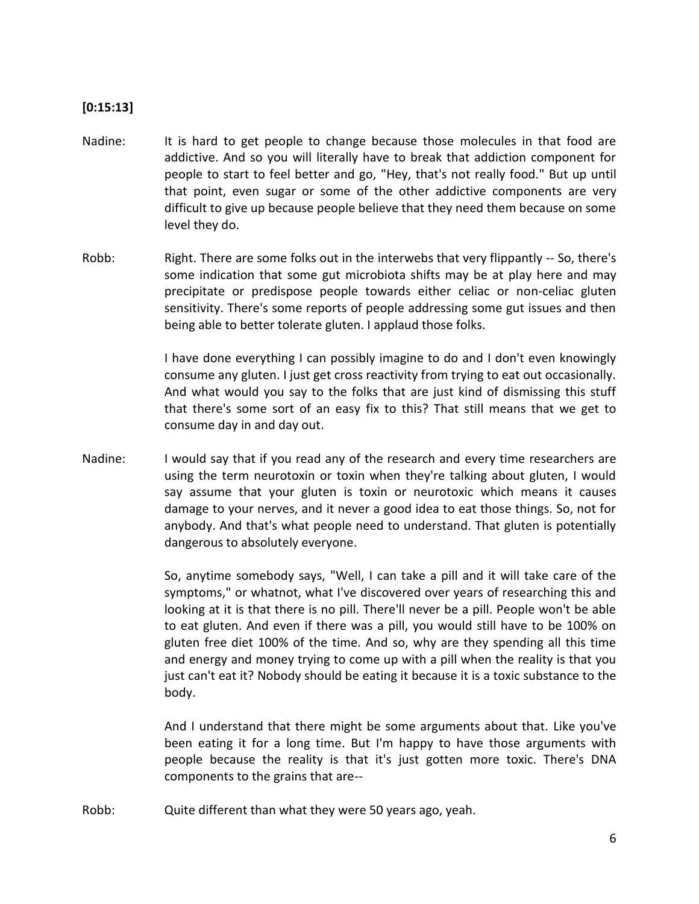**[0:15:13]**

Nadine: It is hard to get people to change because those molecules in that food are addictive. And so you will literally have to break that addiction component for people to start to feel better and go, "Hey, that's not really food." But up until that point, even sugar or some of the other addictive components are very difficult to give up because people believe that they need them because on some level they do.

Robb: Right. There are some folks out in the interwebs that very flippantly -- So, there's some indication that some gut microbiota shifts may be at play here and may precipitate or predispose people towards either celiac or non-celiac gluten sensitivity. There's some reports of people addressing some gut issues and then being able to better tolerate gluten. I applaud those folks.

I have done everything I can possibly imagine to do and I don't even knowingly consume any gluten. I just get cross reactivity from trying to eat out occasionally. And what would you say to the folks that are just kind of dismissing this stuff that there's some sort of an easy fix to this? That still means that we get to consume day in and day out.

Nadine: I would say that if you read any of the research and every time researchers are using the term neurotoxin or toxin when they're talking about gluten, I would say assume that your gluten is toxin or neurotoxic which means it causes damage to your nerves, and it never a good idea to eat those things. So, not for anybody. And that's what people need to understand. That gluten is potentially dangerous to absolutely everyone.

So, anytime somebody says, "Well, I can take a pill and it will take care of the symptoms," or whatnot, what I've discovered over years of researching this and looking at it is that there is no pill. There'll never be a pill. People won't be able to eat gluten. And even if there was a pill, you would still have to be 100% on gluten free diet 100% of the time. And so, why are they spending all this time and energy and money trying to come up with a pill when the reality is that you just can't eat it? Nobody should be eating it because it is a toxic substance to the body.

And I understand that there might be some arguments about that. Like you've been eating it for a long time. But I'm happy to have those arguments with people because the reality is that it's just gotten more toxic. There's DNA components to the grains that are--

Robb: Quite different than what they were 50 years ago, yeah.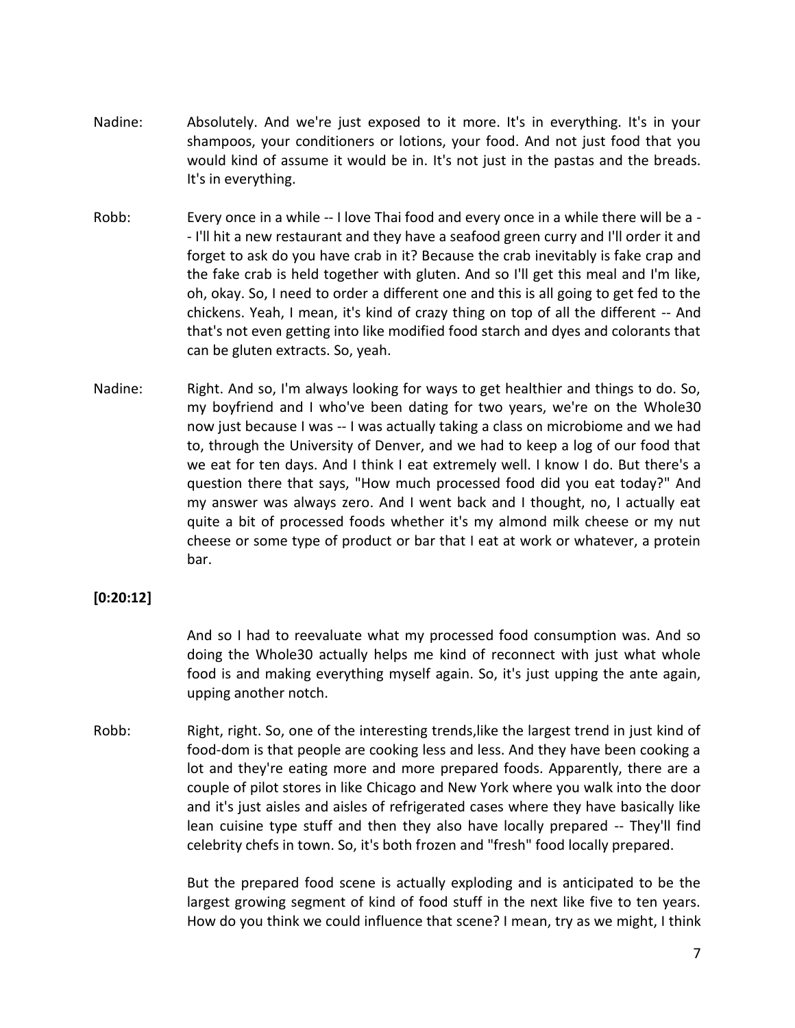Nadine: Absolutely. And we're just exposed to it more. It's in everything. It's in your shampoos, your conditioners or lotions, your food. And not just food that you would kind of assume it would be in. It's not just in the pastas and the breads. It's in everything.

Robb: Every once in a while -- I love Thai food and every once in a while there will be a -- I'll hit a new restaurant and they have a seafood green curry and I'll order it and forget to ask do you have crab in it? Because the crab inevitably is fake crap and the fake crab is held together with gluten. And so I'll get this meal and I'm like, oh, okay. So, I need to order a different one and this is all going to get fed to the chickens. Yeah, I mean, it's kind of crazy thing on top of all the different -- And that's not even getting into like modified food starch and dyes and colorants that can be gluten extracts. So, yeah.

Nadine: Right. And so, I'm always looking for ways to get healthier and things to do. So, my boyfriend and I who've been dating for two years, we're on the Whole30 now just because I was -- I was actually taking a class on microbiome and we had to, through the University of Denver, and we had to keep a log of our food that we eat for ten days. And I think I eat extremely well. I know I do. But there's a question there that says, "How much processed food did you eat today?" And my answer was always zero. And I went back and I thought, no, I actually eat quite a bit of processed foods whether it's my almond milk cheese or my nut cheese or some type of product or bar that I eat at work or whatever, a protein bar.

**[0:20:12]**

And so I had to reevaluate what my processed food consumption was. And so doing the Whole30 actually helps me kind of reconnect with just what whole food is and making everything myself again. So, it's just upping the ante again, upping another notch.

Robb: Right, right. So, one of the interesting trends,like the largest trend in just kind of food-dom is that people are cooking less and less. And they have been cooking a lot and they're eating more and more prepared foods. Apparently, there are a couple of pilot stores in like Chicago and New York where you walk into the door and it's just aisles and aisles of refrigerated cases where they have basically like lean cuisine type stuff and then they also have locally prepared -- They'll find celebrity chefs in town. So, it's both frozen and "fresh" food locally prepared.

But the prepared food scene is actually exploding and is anticipated to be the largest growing segment of kind of food stuff in the next like five to ten years. How do you think we could influence that scene? I mean, try as we might, I think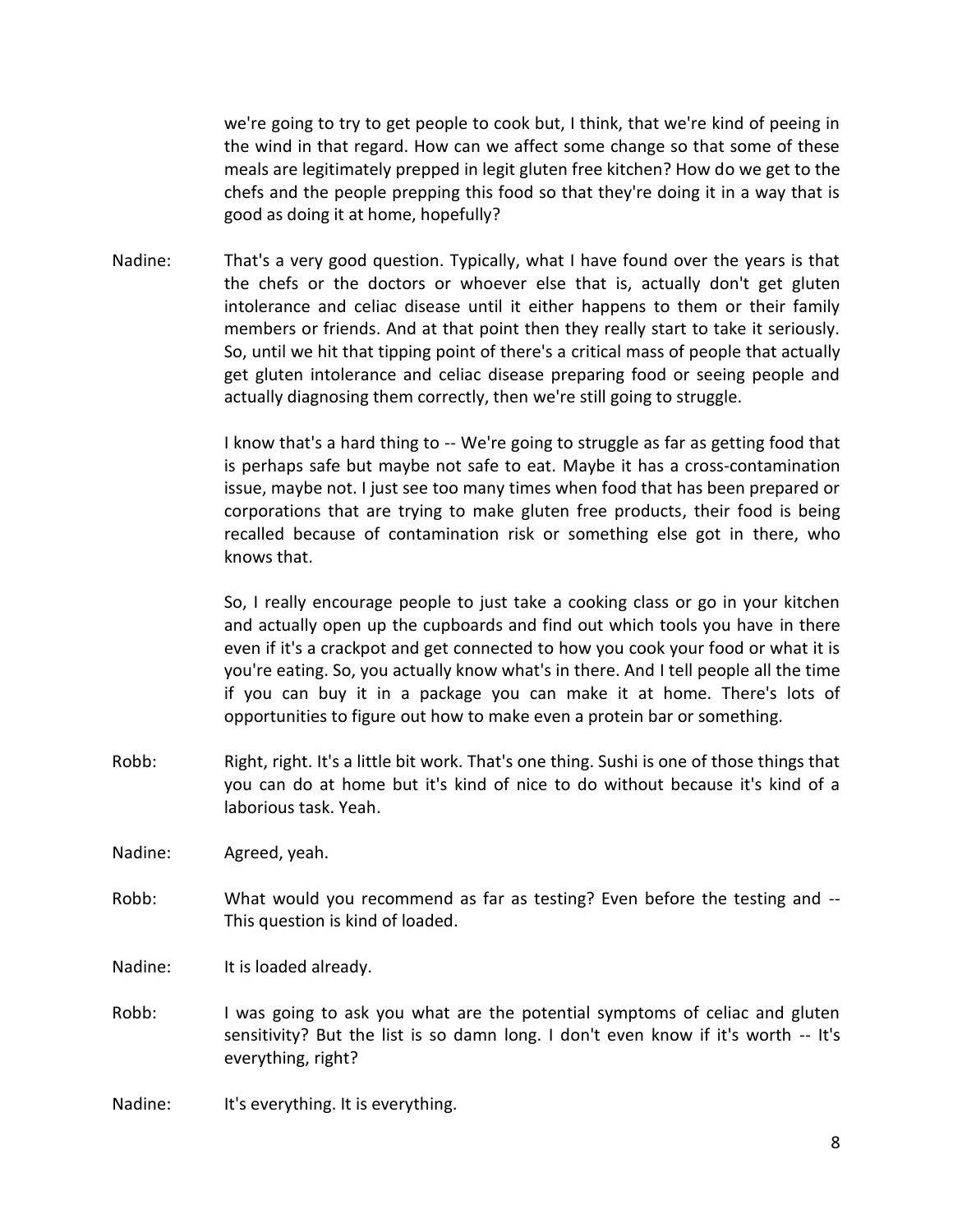we're going to try to get people to cook but, I think, that we're kind of peeing in the wind in that regard. How can we affect some change so that some of these meals are legitimately prepped in legit gluten free kitchen? How do we get to the chefs and the people prepping this food so that they're doing it in a way that is good as doing it at home, hopefully?

Nadine: That's a very good question. Typically, what I have found over the years is that the chefs or the doctors or whoever else that is, actually don't get gluten intolerance and celiac disease until it either happens to them or their family members or friends. And at that point then they really start to take it seriously. So, until we hit that tipping point of there's a critical mass of people that actually get gluten intolerance and celiac disease preparing food or seeing people and actually diagnosing them correctly, then we're still going to struggle.

I know that's a hard thing to -- We're going to struggle as far as getting food that is perhaps safe but maybe not safe to eat. Maybe it has a cross-contamination issue, maybe not. I just see too many times when food that has been prepared or corporations that are trying to make gluten free products, their food is being recalled because of contamination risk or something else got in there, who knows that.

So, I really encourage people to just take a cooking class or go in your kitchen and actually open up the cupboards and find out which tools you have in there even if it's a crackpot and get connected to how you cook your food or what it is you're eating. So, you actually know what's in there. And I tell people all the time if you can buy it in a package you can make it at home. There's lots of opportunities to figure out how to make even a protein bar or something.

Robb: Right, right. It's a little bit work. That's one thing. Sushi is one of those things that you can do at home but it's kind of nice to do without because it's kind of a laborious task. Yeah.

Nadine: Agreed, yeah.

Robb: What would you recommend as far as testing? Even before the testing and -- This question is kind of loaded.

Nadine: It is loaded already.

Robb: I was going to ask you what are the potential symptoms of celiac and gluten sensitivity? But the list is so damn long. I don't even know if it's worth -- It's everything, right?

Nadine: It's everything. It is everything.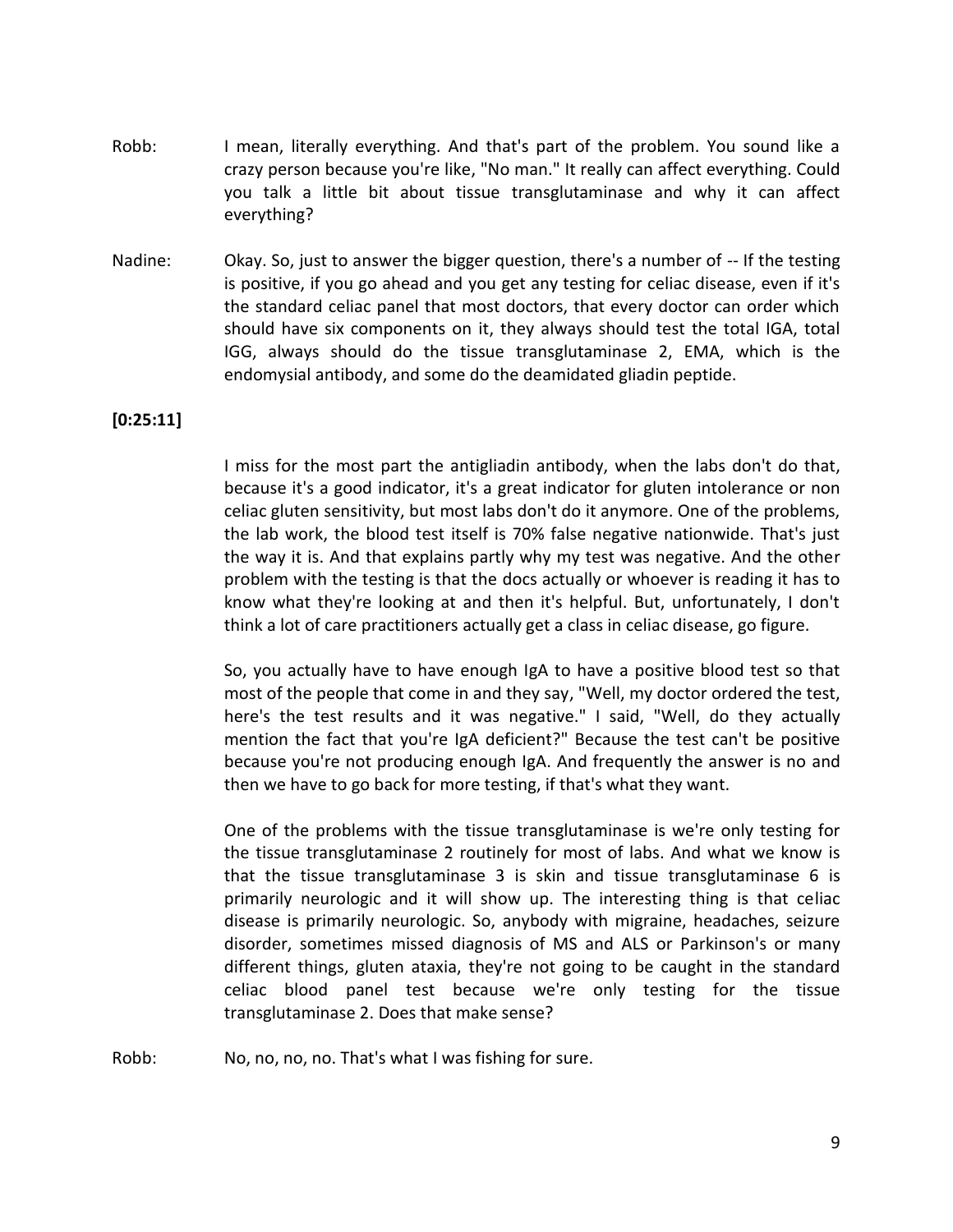Robb: I mean, literally everything. And that's part of the problem. You sound like a crazy person because you're like, "No man." It really can affect everything. Could you talk a little bit about tissue transglutaminase and why it can affect everything?

Nadine: Okay. So, just to answer the bigger question, there's a number of -- If the testing is positive, if you go ahead and you get any testing for celiac disease, even if it's the standard celiac panel that most doctors, that every doctor can order which should have six components on it, they always should test the total IGA, total IGG, always should do the tissue transglutaminase 2, EMA, which is the endomysial antibody, and some do the deamidated gliadin peptide.

**[0:25:11]**

I miss for the most part the antigliadin antibody, when the labs don't do that, because it's a good indicator, it's a great indicator for gluten intolerance or non celiac gluten sensitivity, but most labs don't do it anymore. One of the problems, the lab work, the blood test itself is 70% false negative nationwide. That's just the way it is. And that explains partly why my test was negative. And the other problem with the testing is that the docs actually or whoever is reading it has to know what they're looking at and then it's helpful. But, unfortunately, I don't think a lot of care practitioners actually get a class in celiac disease, go figure.

So, you actually have to have enough IgA to have a positive blood test so that most of the people that come in and they say, "Well, my doctor ordered the test, here's the test results and it was negative." I said, "Well, do they actually mention the fact that you're IgA deficient?" Because the test can't be positive because you're not producing enough IgA. And frequently the answer is no and then we have to go back for more testing, if that's what they want.

One of the problems with the tissue transglutaminase is we're only testing for the tissue transglutaminase 2 routinely for most of labs. And what we know is that the tissue transglutaminase 3 is skin and tissue transglutaminase 6 is primarily neurologic and it will show up. The interesting thing is that celiac disease is primarily neurologic. So, anybody with migraine, headaches, seizure disorder, sometimes missed diagnosis of MS and ALS or Parkinson's or many different things, gluten ataxia, they're not going to be caught in the standard celiac blood panel test because we're only testing for the tissue transglutaminase 2. Does that make sense?

Robb: No, no, no, no. That's what I was fishing for sure.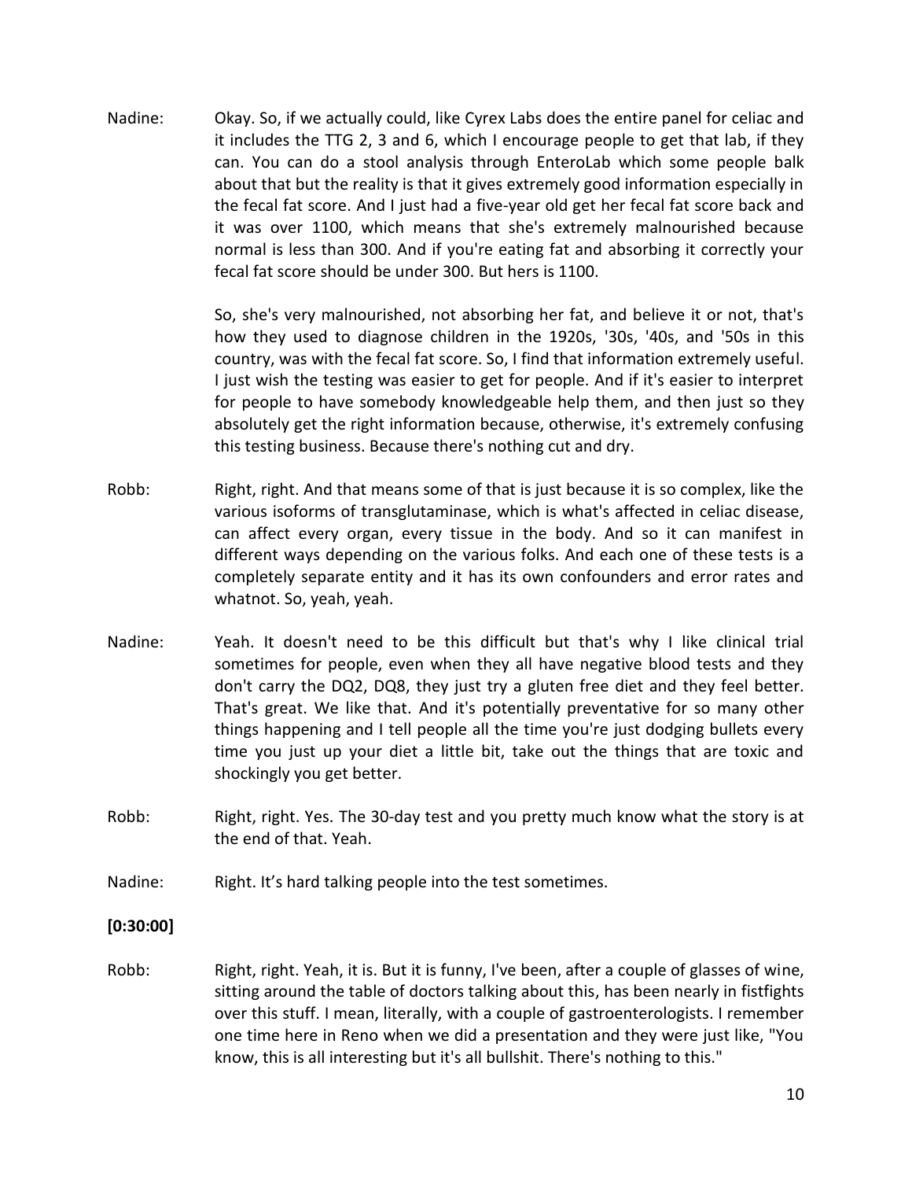Nadine: Okay. So, if we actually could, like Cyrex Labs does the entire panel for celiac and it includes the TTG 2, 3 and 6, which I encourage people to get that lab, if they can. You can do a stool analysis through EnteroLab which some people balk about that but the reality is that it gives extremely good information especially in the fecal fat score. And I just had a five-year old get her fecal fat score back and it was over 1100, which means that she's extremely malnourished because normal is less than 300. And if you're eating fat and absorbing it correctly your fecal fat score should be under 300. But hers is 1100.

So, she's very malnourished, not absorbing her fat, and believe it or not, that's how they used to diagnose children in the 1920s, '30s, '40s, and '50s in this country, was with the fecal fat score. So, I find that information extremely useful. I just wish the testing was easier to get for people. And if it's easier to interpret for people to have somebody knowledgeable help them, and then just so they absolutely get the right information because, otherwise, it's extremely confusing this testing business. Because there's nothing cut and dry.

Robb: Right, right. And that means some of that is just because it is so complex, like the various isoforms of transglutaminase, which is what's affected in celiac disease, can affect every organ, every tissue in the body. And so it can manifest in different ways depending on the various folks. And each one of these tests is a completely separate entity and it has its own confounders and error rates and whatnot. So, yeah, yeah.

Nadine: Yeah. It doesn't need to be this difficult but that's why I like clinical trial sometimes for people, even when they all have negative blood tests and they don't carry the DQ2, DQ8, they just try a gluten free diet and they feel better. That's great. We like that. And it's potentially preventative for so many other things happening and I tell people all the time you're just dodging bullets every time you just up your diet a little bit, take out the things that are toxic and shockingly you get better.

Robb: Right, right. Yes. The 30-day test and you pretty much know what the story is at the end of that. Yeah.

Nadine: Right. It's hard talking people into the test sometimes.

**[0:30:00]**

Robb: Right, right. Yeah, it is. But it is funny, I've been, after a couple of glasses of wine, sitting around the table of doctors talking about this, has been nearly in fistfights over this stuff. I mean, literally, with a couple of gastroenterologists. I remember one time here in Reno when we did a presentation and they were just like, "You know, this is all interesting but it's all bullshit. There's nothing to this."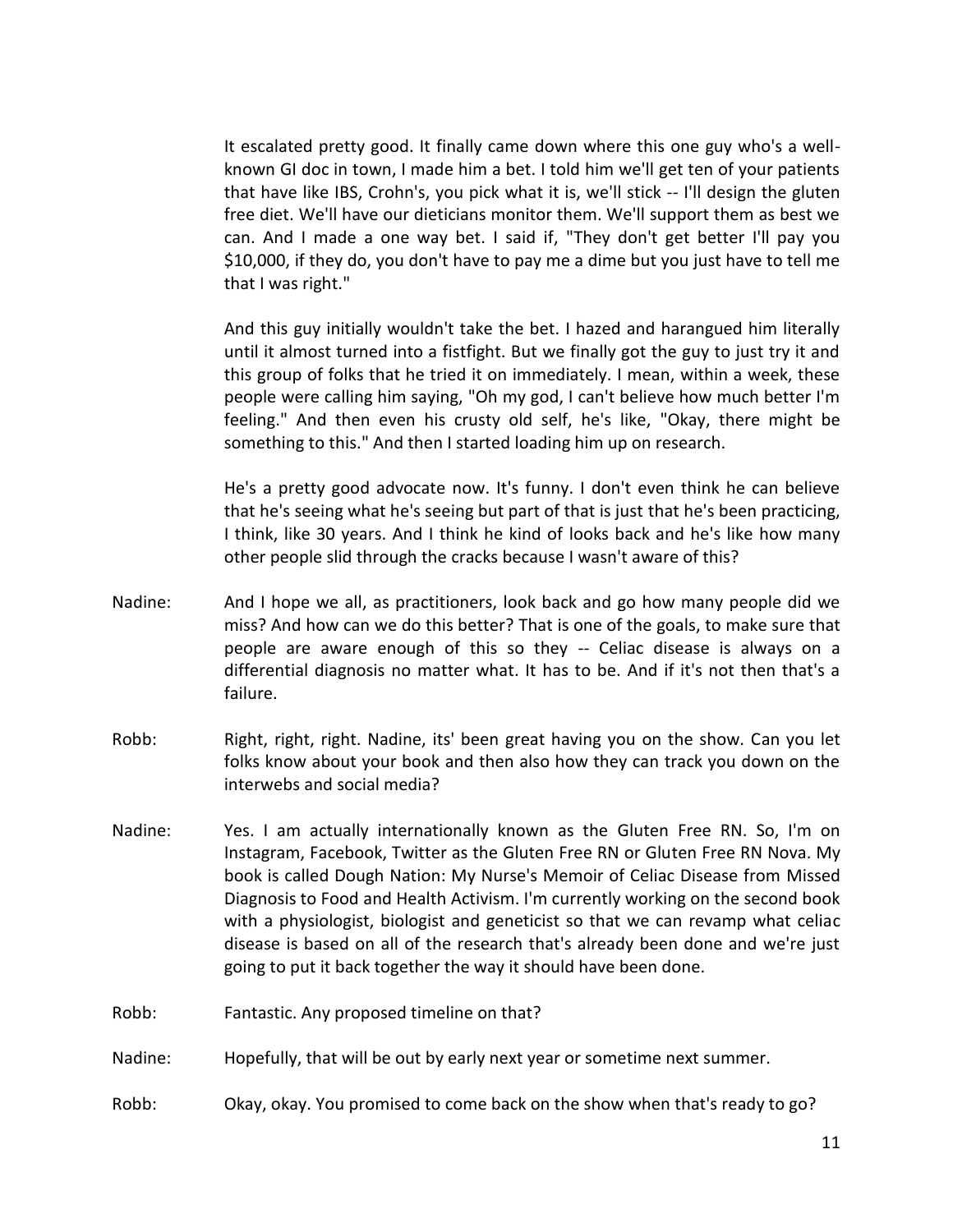It escalated pretty good. It finally came down where this one guy who's a well-known GI doc in town, I made him a bet. I told him we'll get ten of your patients that have like IBS, Crohn's, you pick what it is, we'll stick -- I'll design the gluten free diet. We'll have our dieticians monitor them. We'll support them as best we can. And I made a one way bet. I said if, "They don't get better I'll pay you $10,000, if they do, you don't have to pay me a dime but you just have to tell me that I was right."

And this guy initially wouldn't take the bet. I hazed and harangued him literally until it almost turned into a fistfight. But we finally got the guy to just try it and this group of folks that he tried it on immediately. I mean, within a week, these people were calling him saying, "Oh my god, I can't believe how much better I'm feeling." And then even his crusty old self, he's like, "Okay, there might be something to this." And then I started loading him up on research.

He's a pretty good advocate now. It's funny. I don't even think he can believe that he's seeing what he's seeing but part of that is just that he's been practicing, I think, like 30 years. And I think he kind of looks back and he's like how many other people slid through the cracks because I wasn't aware of this?

Nadine: And I hope we all, as practitioners, look back and go how many people did we miss? And how can we do this better? That is one of the goals, to make sure that people are aware enough of this so they -- Celiac disease is always on a differential diagnosis no matter what. It has to be. And if it's not then that's a failure.

Robb: Right, right, right. Nadine, its' been great having you on the show. Can you let folks know about your book and then also how they can track you down on the interwebs and social media?

Nadine: Yes. I am actually internationally known as the Gluten Free RN. So, I'm on Instagram, Facebook, Twitter as the Gluten Free RN or Gluten Free RN Nova. My book is called Dough Nation: My Nurse's Memoir of Celiac Disease from Missed Diagnosis to Food and Health Activism. I'm currently working on the second book with a physiologist, biologist and geneticist so that we can revamp what celiac disease is based on all of the research that's already been done and we're just going to put it back together the way it should have been done.

Robb: Fantastic. Any proposed timeline on that?

Nadine: Hopefully, that will be out by early next year or sometime next summer.

Robb: Okay, okay. You promised to come back on the show when that's ready to go?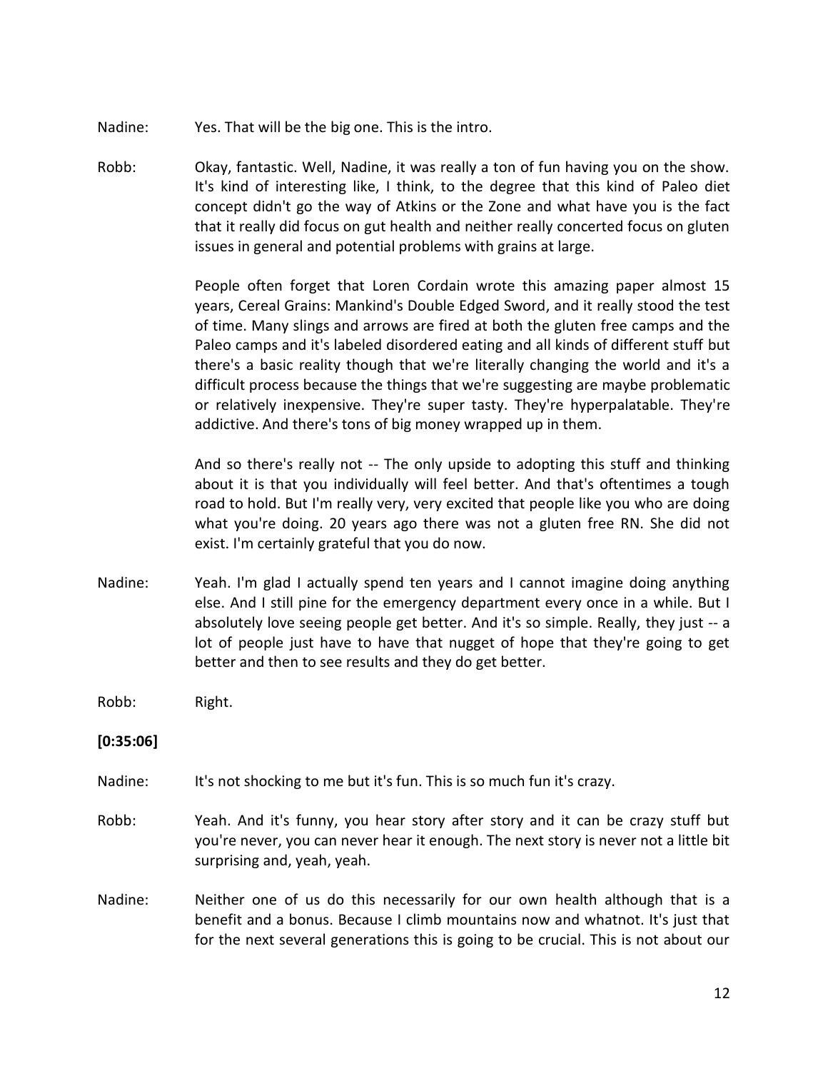Nadine: Yes. That will be the big one. This is the intro.

Robb: Okay, fantastic. Well, Nadine, it was really a ton of fun having you on the show. It's kind of interesting like, I think, to the degree that this kind of Paleo diet concept didn't go the way of Atkins or the Zone and what have you is the fact that it really did focus on gut health and neither really concerted focus on gluten issues in general and potential problems with grains at large.

People often forget that Loren Cordain wrote this amazing paper almost 15 years, Cereal Grains: Mankind's Double Edged Sword, and it really stood the test of time. Many slings and arrows are fired at both the gluten free camps and the Paleo camps and it's labeled disordered eating and all kinds of different stuff but there's a basic reality though that we're literally changing the world and it's a difficult process because the things that we're suggesting are maybe problematic or relatively inexpensive. They're super tasty. They're hyperpalatable. They're addictive. And there's tons of big money wrapped up in them.

And so there's really not -- The only upside to adopting this stuff and thinking about it is that you individually will feel better. And that's oftentimes a tough road to hold. But I'm really very, very excited that people like you who are doing what you're doing. 20 years ago there was not a gluten free RN. She did not exist. I'm certainly grateful that you do now.

Nadine: Yeah. I'm glad I actually spend ten years and I cannot imagine doing anything else. And I still pine for the emergency department every once in a while. But I absolutely love seeing people get better. And it's so simple. Really, they just -- a lot of people just have to have that nugget of hope that they're going to get better and then to see results and they do get better.

Robb: Right.

**[0:35:06]**

Nadine: It's not shocking to me but it's fun. This is so much fun it's crazy.

Robb: Yeah. And it's funny, you hear story after story and it can be crazy stuff but you're never, you can never hear it enough. The next story is never not a little bit surprising and, yeah, yeah.

Nadine: Neither one of us do this necessarily for our own health although that is a benefit and a bonus. Because I climb mountains now and whatnot. It's just that for the next several generations this is going to be crucial. This is not about our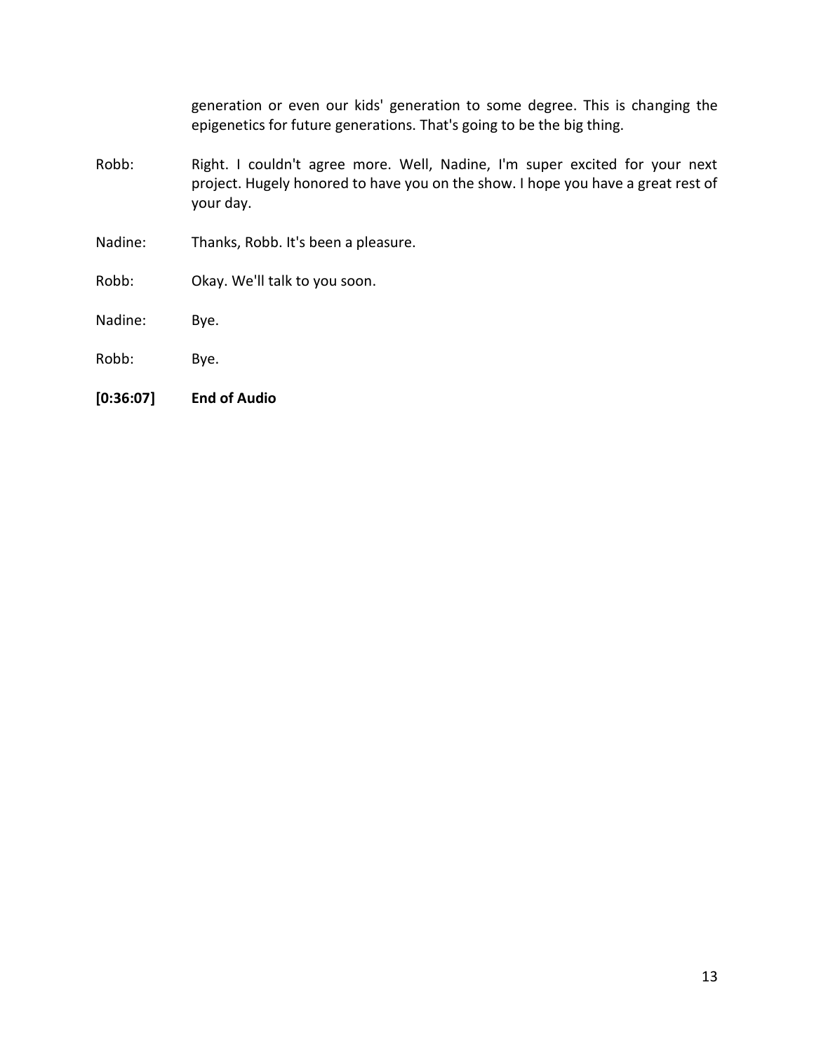generation or even our kids' generation to some degree. This is changing the epigenetics for future generations. That's going to be the big thing.

Robb: Right. I couldn't agree more. Well, Nadine, I'm super excited for your next project. Hugely honored to have you on the show. I hope you have a great rest of your day.

Nadine: Thanks, Robb. It's been a pleasure.

Robb: Okay. We'll talk to you soon.

Nadine: Bye.

Robb: Bye.

**[0:36:07] End of Audio**